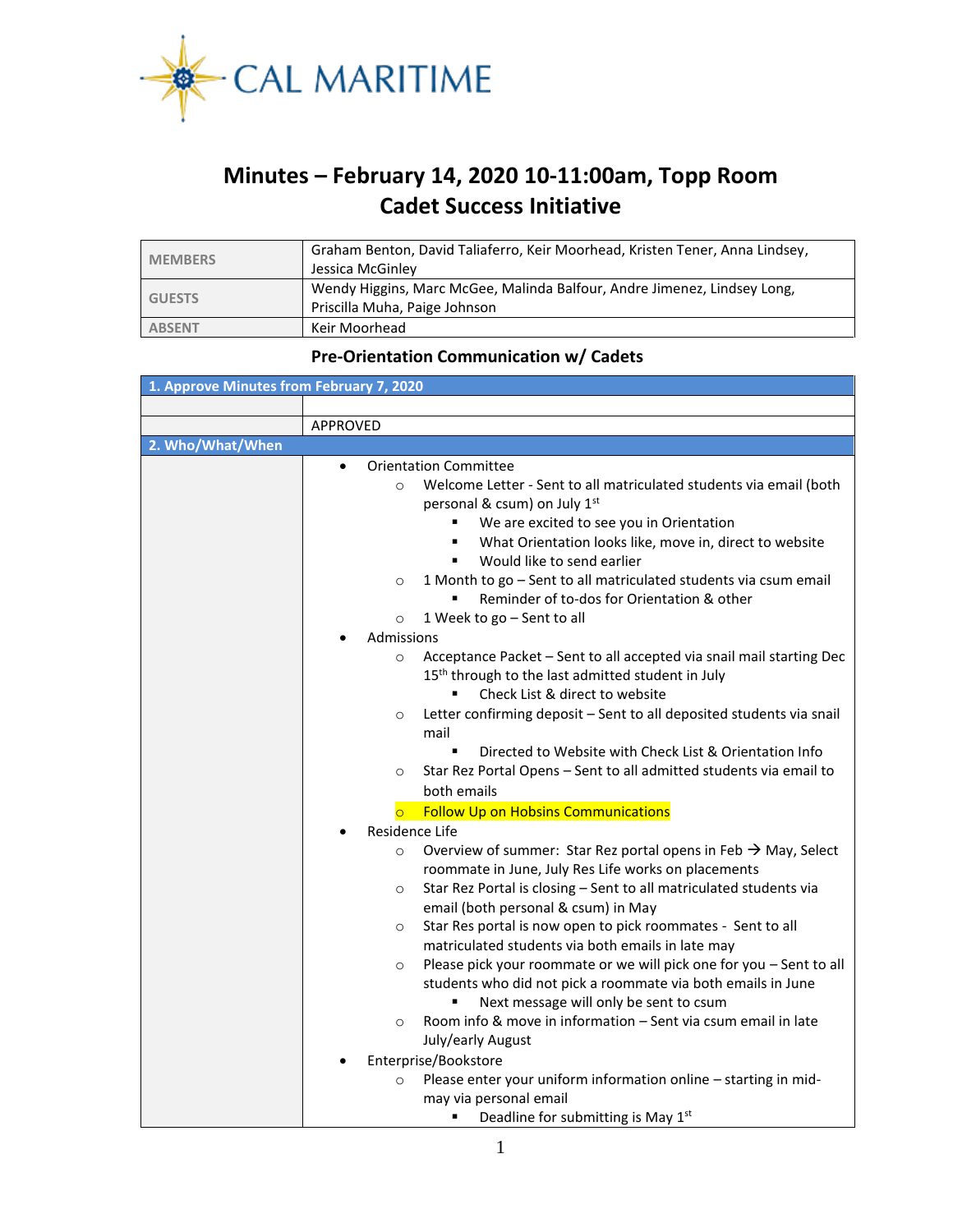CAL MARITIME

# Minutes – February 14, 2020 10-11:00am, Topp Room
# Cadet Success Initiative

| | |
|---|---|
| **MEMBERS** | Graham Benton, David Taliaferro, Keir Moorhead, Kristen Tener, Anna Lindsey, Jessica McGinley |
| **GUESTS** | Wendy Higgins, Marc McGee, Malinda Balfour, Andre Jimenez, Lindsey Long, Priscilla Muha, Paige Johnson |
| **ABSENT** | Keir Moorhead |

## Pre-Orientation Communication w/ Cadets

### 1. Approve Minutes from February 7, 2020

APPROVED

### 2. Who/What/When

- Orientation Committee
  - Welcome Letter - Sent to all matriculated students via email (both personal & csum) on July 1st
    - We are excited to see you in Orientation
    - What Orientation looks like, move in, direct to website
    - Would like to send earlier
  - 1 Month to go – Sent to all matriculated students via csum email
    - Reminder of to-dos for Orientation & other
  - 1 Week to go – Sent to all
- Admissions
  - Acceptance Packet – Sent to all accepted via snail mail starting Dec 15th through to the last admitted student in July
    - Check List & direct to website
  - Letter confirming deposit – Sent to all deposited students via snail mail
    - Directed to Website with Check List & Orientation Info
  - Star Rez Portal Opens – Sent to all admitted students via email to both emails
  - Follow Up on Hobsins Communications
- Residence Life
  - Overview of summer: Star Rez portal opens in Feb → May, Select roommate in June, July Res Life works on placements
  - Star Rez Portal is closing – Sent to all matriculated students via email (both personal & csum) in May
  - Star Res portal is now open to pick roommates - Sent to all matriculated students via both emails in late may
  - Please pick your roommate or we will pick one for you – Sent to all students who did not pick a roommate via both emails in June
    - Next message will only be sent to csum
  - Room info & move in information – Sent via csum email in late July/early August
- Enterprise/Bookstore
  - Please enter your uniform information online – starting in mid-may via personal email
    - Deadline for submitting is May 1st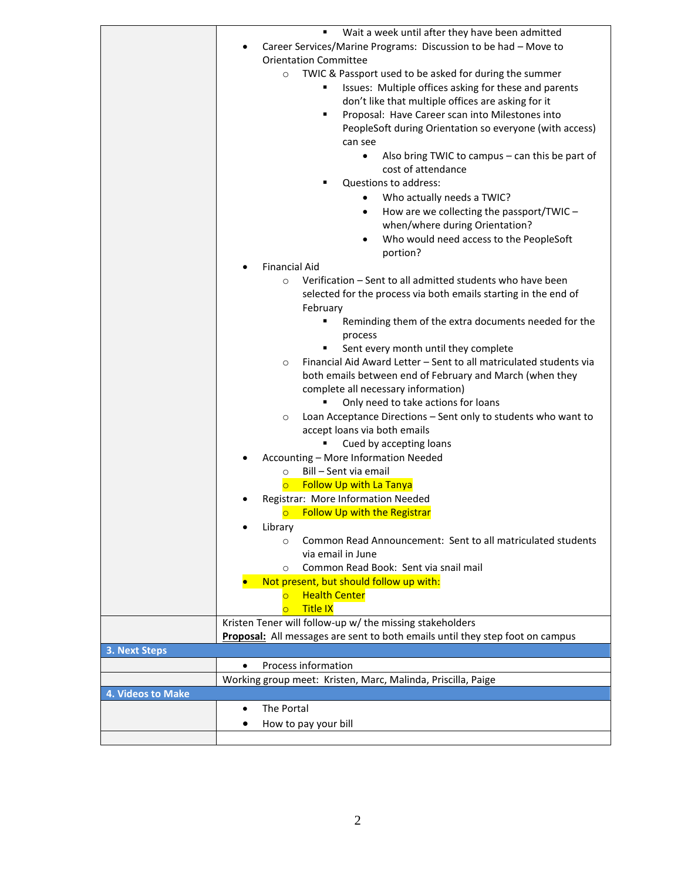|  |  |
|---|---|
|  | - Wait a week until after they have been admitted<br>- Career Services/Marine Programs: Discussion to be had – Move to Orientation Committee<br>  - TWIC & Passport used to be asked for during the summer<br>    - Issues: Multiple offices asking for these and parents don't like that multiple offices are asking for it<br>    - Proposal: Have Career scan into Milestones into PeopleSoft during Orientation so everyone (with access) can see<br>      - Also bring TWIC to campus – can this be part of cost of attendance<br>    - Questions to address:<br>      - Who actually needs a TWIC?<br>      - How are we collecting the passport/TWIC – when/where during Orientation?<br>      - Who would need access to the PeopleSoft portion?<br>- Financial Aid<br>  - Verification – Sent to all admitted students who have been selected for the process via both emails starting in the end of February<br>    - Reminding them of the extra documents needed for the process<br>    - Sent every month until they complete<br>  - Financial Aid Award Letter – Sent to all matriculated students via both emails between end of February and March (when they complete all necessary information)<br>    - Only need to take actions for loans<br>  - Loan Acceptance Directions – Sent only to students who want to accept loans via both emails<br>    - Cued by accepting loans<br>- Accounting – More Information Needed<br>  - Bill – Sent via email<br>  - Follow Up with La Tanya<br>- Registrar: More Information Needed<br>  - Follow Up with the Registrar<br>- Library<br>  - Common Read Announcement: Sent to all matriculated students via email in June<br>  - Common Read Book: Sent via snail mail<br>- Not present, but should follow up with:<br>  - Health Center<br>  - Title IX |
|  | Kristen Tener will follow-up w/ the missing stakeholders<br>**Proposal:** All messages are sent to both emails until they step foot on campus |
| **3. Next Steps** |  |
|  | - Process information |
|  | Working group meet: Kristen, Marc, Malinda, Priscilla, Paige |
| **4. Videos to Make** |  |
|  | - The Portal<br>- How to pay your bill |
|  |  |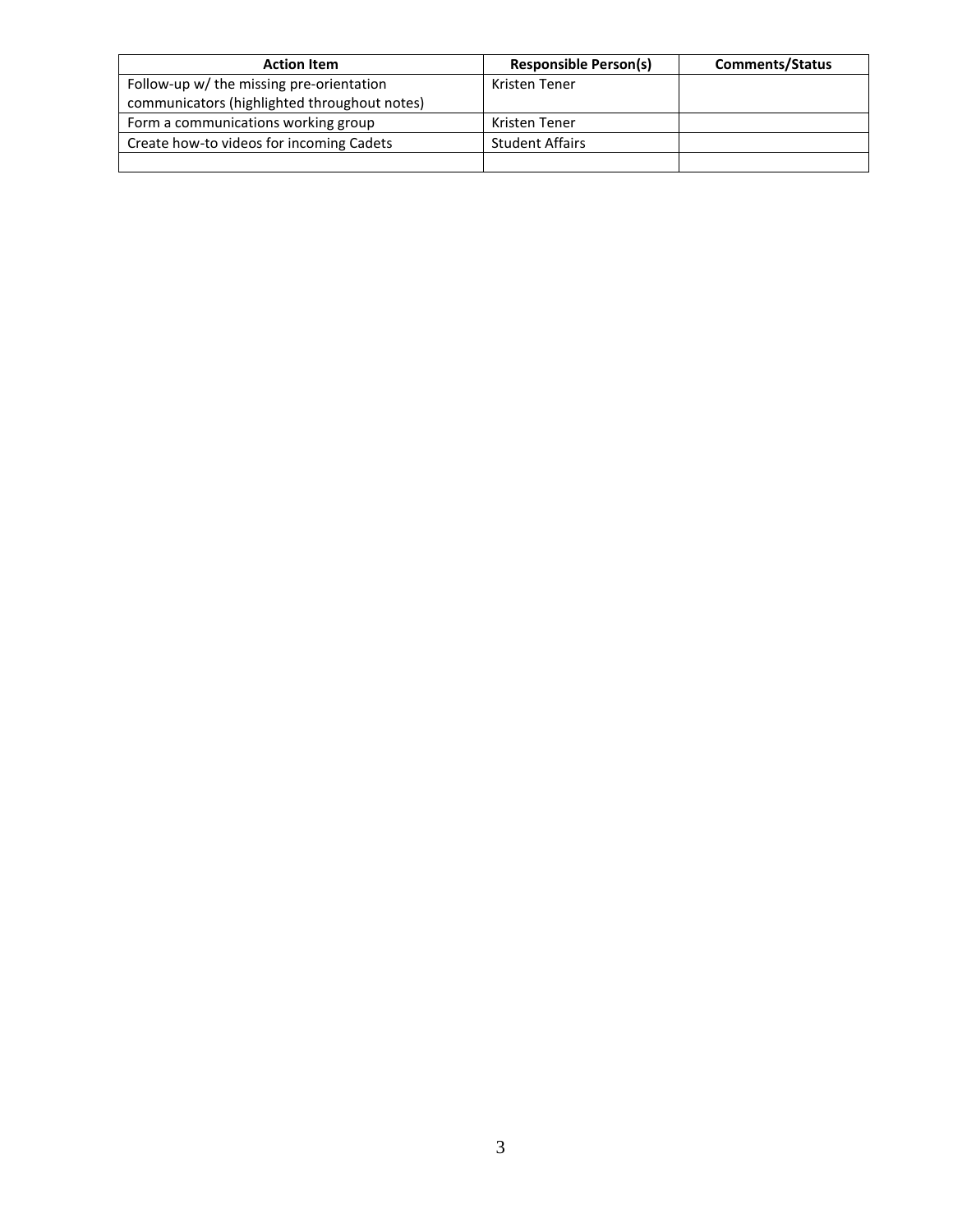| Action Item | Responsible Person(s) | Comments/Status |
| --- | --- | --- |
| Follow-up w/ the missing pre-orientation communicators (highlighted throughout notes) | Kristen Tener | |
| Form a communications working group | Kristen Tener | |
| Create how-to videos for incoming Cadets | Student Affairs | |
| | | |